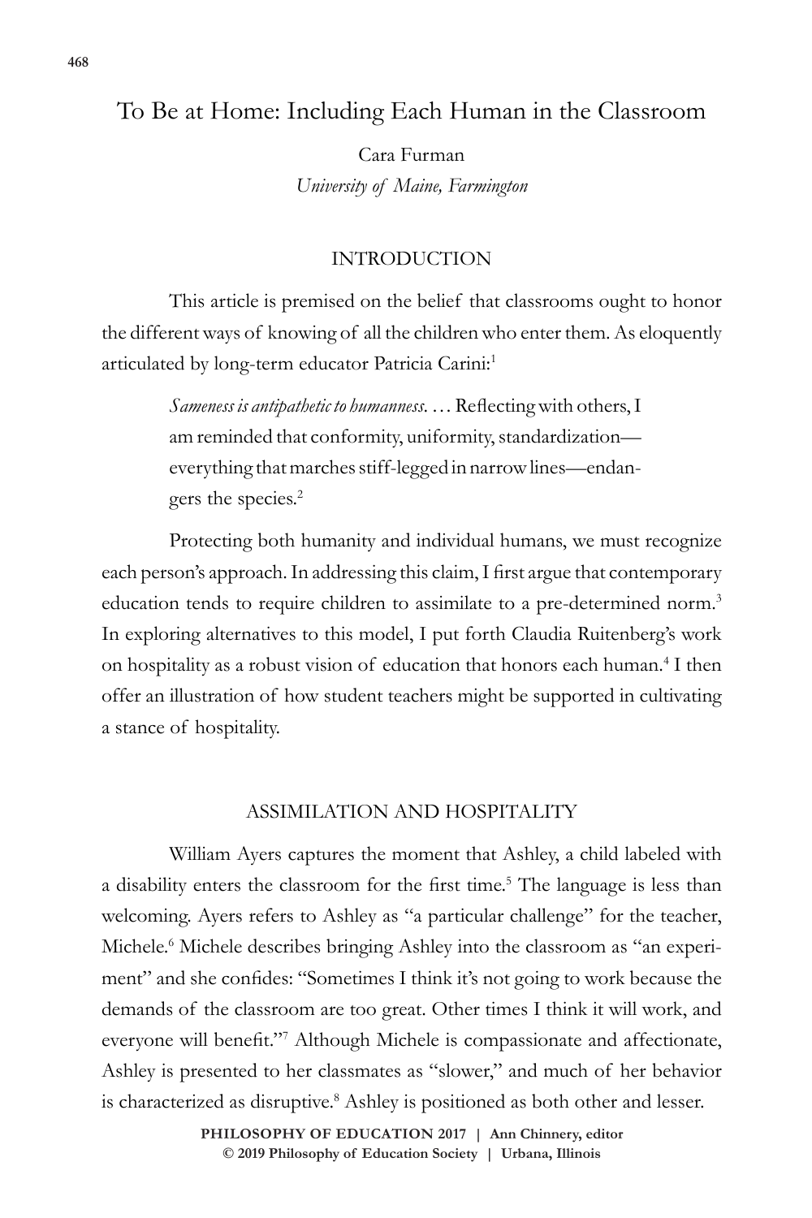# To Be at Home: Including Each Human in the Classroom

Cara Furman
*University of Maine, Farmington*

## INTRODUCTION

This article is premised on the belief that classrooms ought to honor the different ways of knowing of all the children who enter them. As eloquently articulated by long-term educator Patricia Carini:[1]

> *Sameness is antipathetic to humanness.* … Reflecting with others, I am reminded that conformity, uniformity, standardization—everything that marches stiff-legged in narrow lines—endangers the species.[2]

Protecting both humanity and individual humans, we must recognize each person's approach. In addressing this claim, I first argue that contemporary education tends to require children to assimilate to a pre-determined norm.[3] In exploring alternatives to this model, I put forth Claudia Ruitenberg's work on hospitality as a robust vision of education that honors each human.[4] I then offer an illustration of how student teachers might be supported in cultivating a stance of hospitality.

## ASSIMILATION AND HOSPITALITY

William Ayers captures the moment that Ashley, a child labeled with a disability enters the classroom for the first time.[5] The language is less than welcoming. Ayers refers to Ashley as "a particular challenge" for the teacher, Michele.[6] Michele describes bringing Ashley into the classroom as "an experiment" and she confides: "Sometimes I think it's not going to work because the demands of the classroom are too great. Other times I think it will work, and everyone will benefit."[7] Although Michele is compassionate and affectionate, Ashley is presented to her classmates as "slower," and much of her behavior is characterized as disruptive.[8] Ashley is positioned as both other and lesser.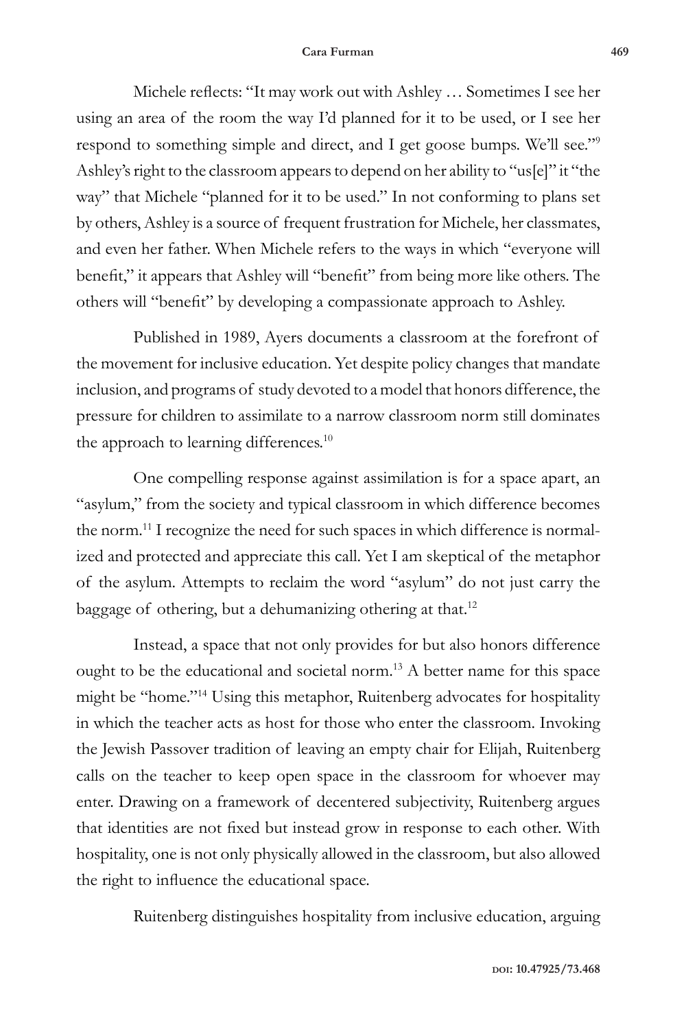Michele reflects: "It may work out with Ashley … Sometimes I see her using an area of the room the way I'd planned for it to be used, or I see her respond to something simple and direct, and I get goose bumps. We'll see."[9] Ashley's right to the classroom appears to depend on her ability to "us[e]" it "the way" that Michele "planned for it to be used." In not conforming to plans set by others, Ashley is a source of frequent frustration for Michele, her classmates, and even her father. When Michele refers to the ways in which "everyone will benefit," it appears that Ashley will "benefit" from being more like others. The others will "benefit" by developing a compassionate approach to Ashley.

Published in 1989, Ayers documents a classroom at the forefront of the movement for inclusive education. Yet despite policy changes that mandate inclusion, and programs of study devoted to a model that honors difference, the pressure for children to assimilate to a narrow classroom norm still dominates the approach to learning differences.[10]

One compelling response against assimilation is for a space apart, an "asylum," from the society and typical classroom in which difference becomes the norm.[11] I recognize the need for such spaces in which difference is normalized and protected and appreciate this call. Yet I am skeptical of the metaphor of the asylum. Attempts to reclaim the word "asylum" do not just carry the baggage of othering, but a dehumanizing othering at that.[12]

Instead, a space that not only provides for but also honors difference ought to be the educational and societal norm.[13] A better name for this space might be "home."[14] Using this metaphor, Ruitenberg advocates for hospitality in which the teacher acts as host for those who enter the classroom. Invoking the Jewish Passover tradition of leaving an empty chair for Elijah, Ruitenberg calls on the teacher to keep open space in the classroom for whoever may enter. Drawing on a framework of decentered subjectivity, Ruitenberg argues that identities are not fixed but instead grow in response to each other. With hospitality, one is not only physically allowed in the classroom, but also allowed the right to influence the educational space.

Ruitenberg distinguishes hospitality from inclusive education, arguing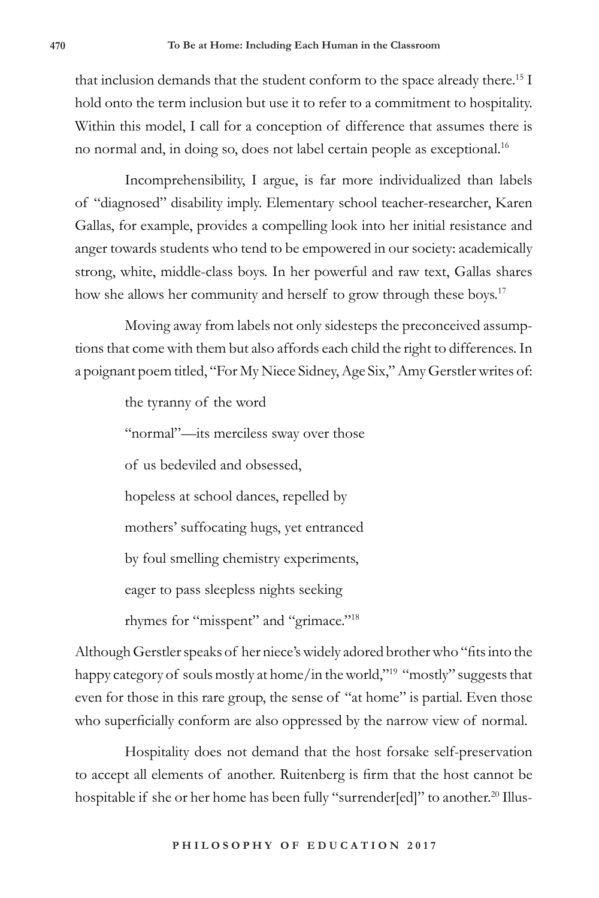that inclusion demands that the student conform to the space already there.[15] I hold onto the term inclusion but use it to refer to a commitment to hospitality. Within this model, I call for a conception of difference that assumes there is no normal and, in doing so, does not label certain people as exceptional.[16]

Incomprehensibility, I argue, is far more individualized than labels of "diagnosed" disability imply. Elementary school teacher-researcher, Karen Gallas, for example, provides a compelling look into her initial resistance and anger towards students who tend to be empowered in our society: academically strong, white, middle-class boys. In her powerful and raw text, Gallas shares how she allows her community and herself to grow through these boys.[17]

Moving away from labels not only sidesteps the preconceived assumptions that come with them but also affords each child the right to differences. In a poignant poem titled, "For My Niece Sidney, Age Six," Amy Gerstler writes of:

> the tyranny of the word
>
> "normal"—its merciless sway over those
>
> of us bedeviled and obsessed,
>
> hopeless at school dances, repelled by
>
> mothers' suffocating hugs, yet entranced
>
> by foul smelling chemistry experiments,
>
> eager to pass sleepless nights seeking
>
> rhymes for "misspent" and "grimace."[18]

Although Gerstler speaks of her niece's widely adored brother who "fits into the happy category of souls mostly at home/in the world,"[19] "mostly" suggests that even for those in this rare group, the sense of "at home" is partial. Even those who superficially conform are also oppressed by the narrow view of normal.

Hospitality does not demand that the host forsake self-preservation to accept all elements of another. Ruitenberg is firm that the host cannot be hospitable if she or her home has been fully "surrender[ed]" to another.[20] Illus-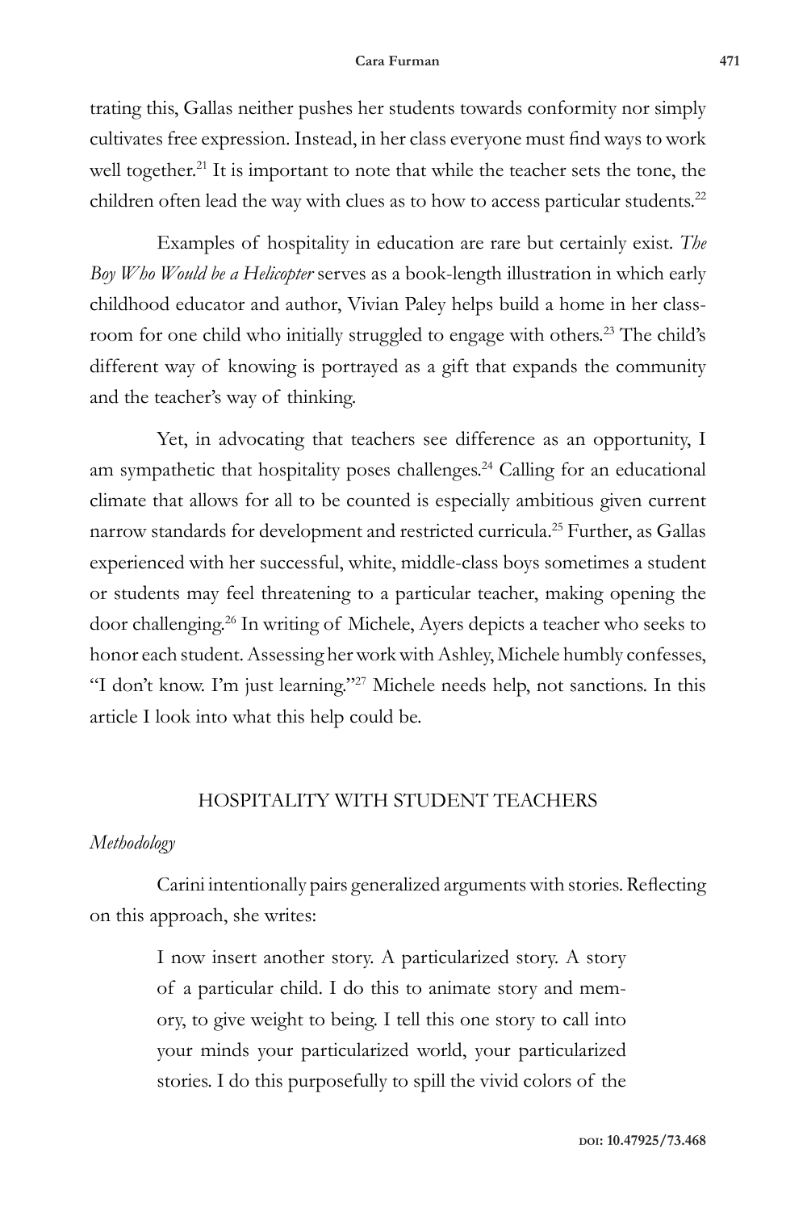trating this, Gallas neither pushes her students towards conformity nor simply cultivates free expression. Instead, in her class everyone must find ways to work well together.[21] It is important to note that while the teacher sets the tone, the children often lead the way with clues as to how to access particular students.[22]

Examples of hospitality in education are rare but certainly exist. *The Boy Who Would be a Helicopter* serves as a book-length illustration in which early childhood educator and author, Vivian Paley helps build a home in her classroom for one child who initially struggled to engage with others.[23] The child's different way of knowing is portrayed as a gift that expands the community and the teacher's way of thinking.

Yet, in advocating that teachers see difference as an opportunity, I am sympathetic that hospitality poses challenges.[24] Calling for an educational climate that allows for all to be counted is especially ambitious given current narrow standards for development and restricted curricula.[25] Further, as Gallas experienced with her successful, white, middle-class boys sometimes a student or students may feel threatening to a particular teacher, making opening the door challenging.[26] In writing of Michele, Ayers depicts a teacher who seeks to honor each student. Assessing her work with Ashley, Michele humbly confesses, "I don't know. I'm just learning."[27] Michele needs help, not sanctions. In this article I look into what this help could be.

## HOSPITALITY WITH STUDENT TEACHERS

### *Methodology*

Carini intentionally pairs generalized arguments with stories. Reflecting on this approach, she writes:

> I now insert another story. A particularized story. A story of a particular child. I do this to animate story and memory, to give weight to being. I tell this one story to call into your minds your particularized world, your particularized stories. I do this purposefully to spill the vivid colors of the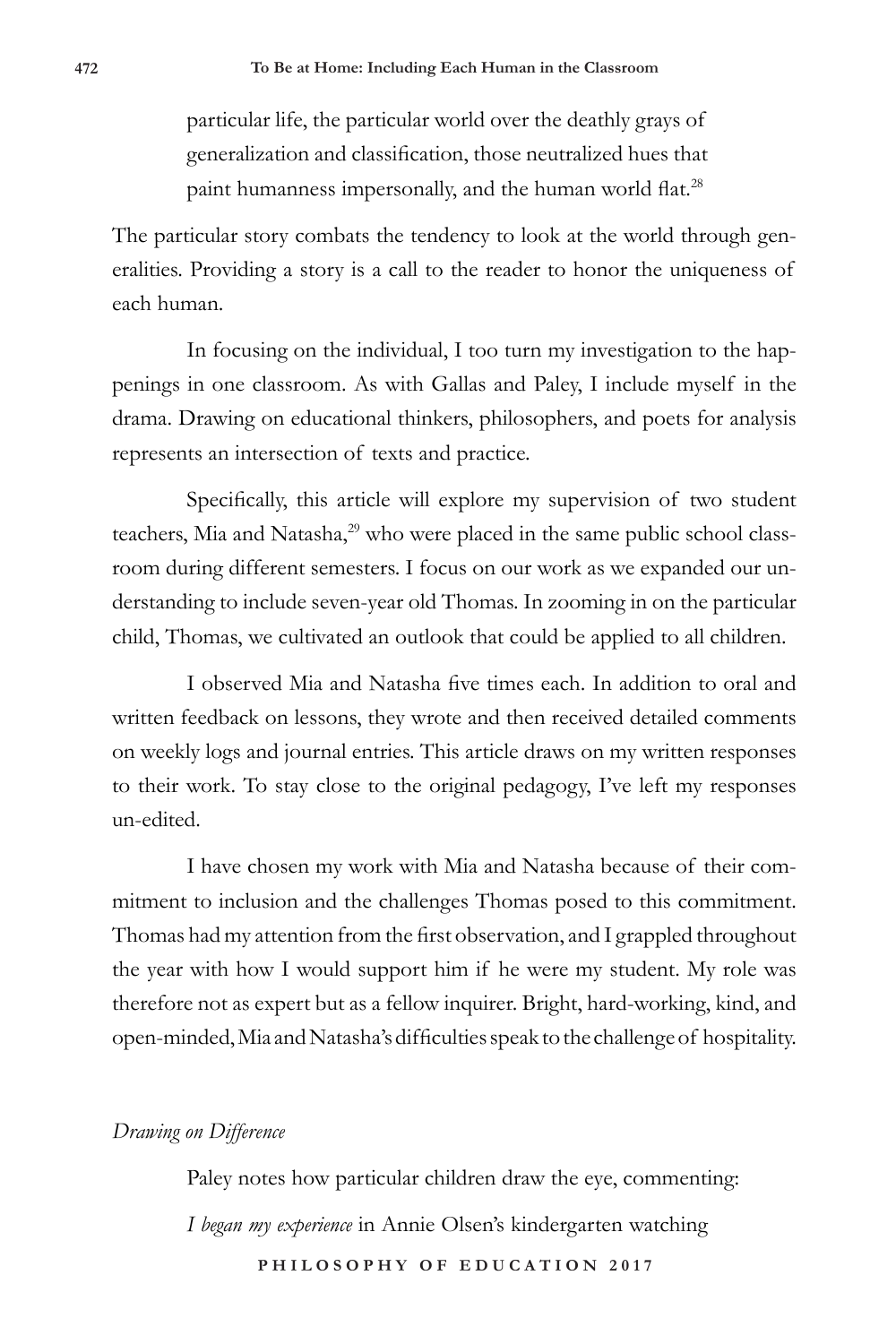> particular life, the particular world over the deathly grays of generalization and classification, those neutralized hues that paint humanness impersonally, and the human world flat.[28]

The particular story combats the tendency to look at the world through generalities. Providing a story is a call to the reader to honor the uniqueness of each human.

In focusing on the individual, I too turn my investigation to the happenings in one classroom. As with Gallas and Paley, I include myself in the drama. Drawing on educational thinkers, philosophers, and poets for analysis represents an intersection of texts and practice.

Specifically, this article will explore my supervision of two student teachers, Mia and Natasha,[29] who were placed in the same public school classroom during different semesters. I focus on our work as we expanded our understanding to include seven-year old Thomas. In zooming in on the particular child, Thomas, we cultivated an outlook that could be applied to all children.

I observed Mia and Natasha five times each. In addition to oral and written feedback on lessons, they wrote and then received detailed comments on weekly logs and journal entries. This article draws on my written responses to their work. To stay close to the original pedagogy, I've left my responses un-edited.

I have chosen my work with Mia and Natasha because of their commitment to inclusion and the challenges Thomas posed to this commitment. Thomas had my attention from the first observation, and I grappled throughout the year with how I would support him if he were my student. My role was therefore not as expert but as a fellow inquirer. Bright, hard-working, kind, and open-minded, Mia and Natasha's difficulties speak to the challenge of hospitality.

*Drawing on Difference*

Paley notes how particular children draw the eye, commenting:

> *I began my experience* in Annie Olsen's kindergarten watching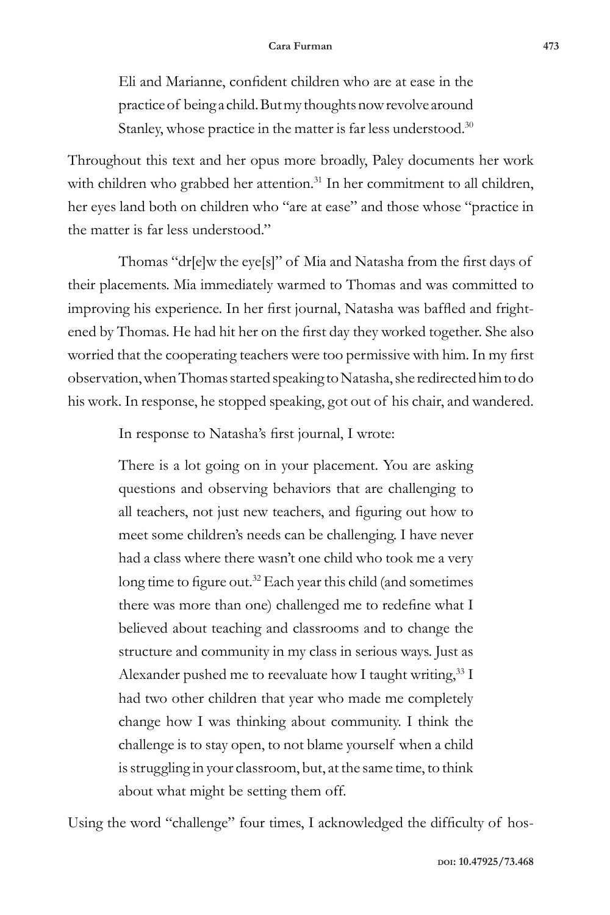> Eli and Marianne, confident children who are at ease in the practice of being a child. But my thoughts now revolve around Stanley, whose practice in the matter is far less understood.[30]

Throughout this text and her opus more broadly, Paley documents her work with children who grabbed her attention.[31] In her commitment to all children, her eyes land both on children who "are at ease" and those whose "practice in the matter is far less understood."

Thomas "dr[e]w the eye[s]" of Mia and Natasha from the first days of their placements. Mia immediately warmed to Thomas and was committed to improving his experience. In her first journal, Natasha was baffled and frightened by Thomas. He had hit her on the first day they worked together. She also worried that the cooperating teachers were too permissive with him. In my first observation, when Thomas started speaking to Natasha, she redirected him to do his work. In response, he stopped speaking, got out of his chair, and wandered.

In response to Natasha's first journal, I wrote:

> There is a lot going on in your placement. You are asking questions and observing behaviors that are challenging to all teachers, not just new teachers, and figuring out how to meet some children's needs can be challenging. I have never had a class where there wasn't one child who took me a very long time to figure out.[32] Each year this child (and sometimes there was more than one) challenged me to redefine what I believed about teaching and classrooms and to change the structure and community in my class in serious ways. Just as Alexander pushed me to reevaluate how I taught writing,[33] I had two other children that year who made me completely change how I was thinking about community. I think the challenge is to stay open, to not blame yourself when a child is struggling in your classroom, but, at the same time, to think about what might be setting them off.

Using the word "challenge" four times, I acknowledged the difficulty of hos-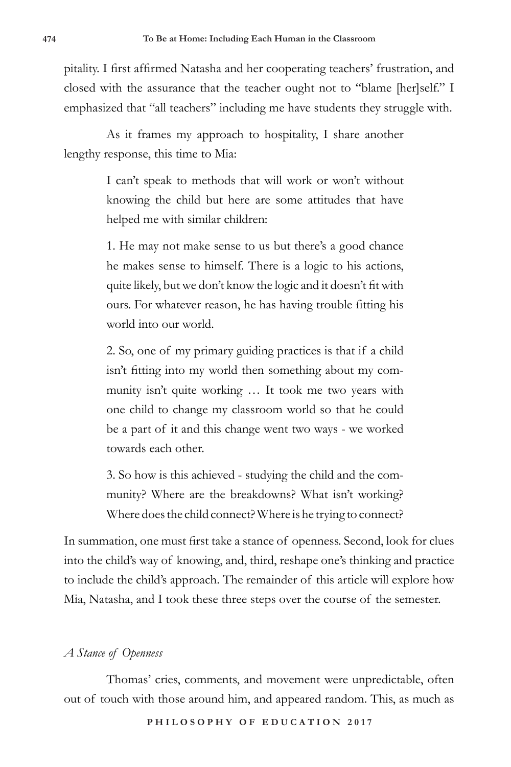pitality. I first affirmed Natasha and her cooperating teachers' frustration, and closed with the assurance that the teacher ought not to "blame [her]self." I emphasized that "all teachers" including me have students they struggle with.

As it frames my approach to hospitality, I share another lengthy response, this time to Mia:

> I can't speak to methods that will work or won't without knowing the child but here are some attitudes that have helped me with similar children:
>
> 1. He may not make sense to us but there's a good chance he makes sense to himself. There is a logic to his actions, quite likely, but we don't know the logic and it doesn't fit with ours. For whatever reason, he has having trouble fitting his world into our world.
>
> 2. So, one of my primary guiding practices is that if a child isn't fitting into my world then something about my community isn't quite working … It took me two years with one child to change my classroom world so that he could be a part of it and this change went two ways - we worked towards each other.
>
> 3. So how is this achieved - studying the child and the community? Where are the breakdowns? What isn't working? Where does the child connect? Where is he trying to connect?

In summation, one must first take a stance of openness. Second, look for clues into the child's way of knowing, and, third, reshape one's thinking and practice to include the child's approach. The remainder of this article will explore how Mia, Natasha, and I took these three steps over the course of the semester.

*A Stance of Openness*

Thomas' cries, comments, and movement were unpredictable, often out of touch with those around him, and appeared random. This, as much as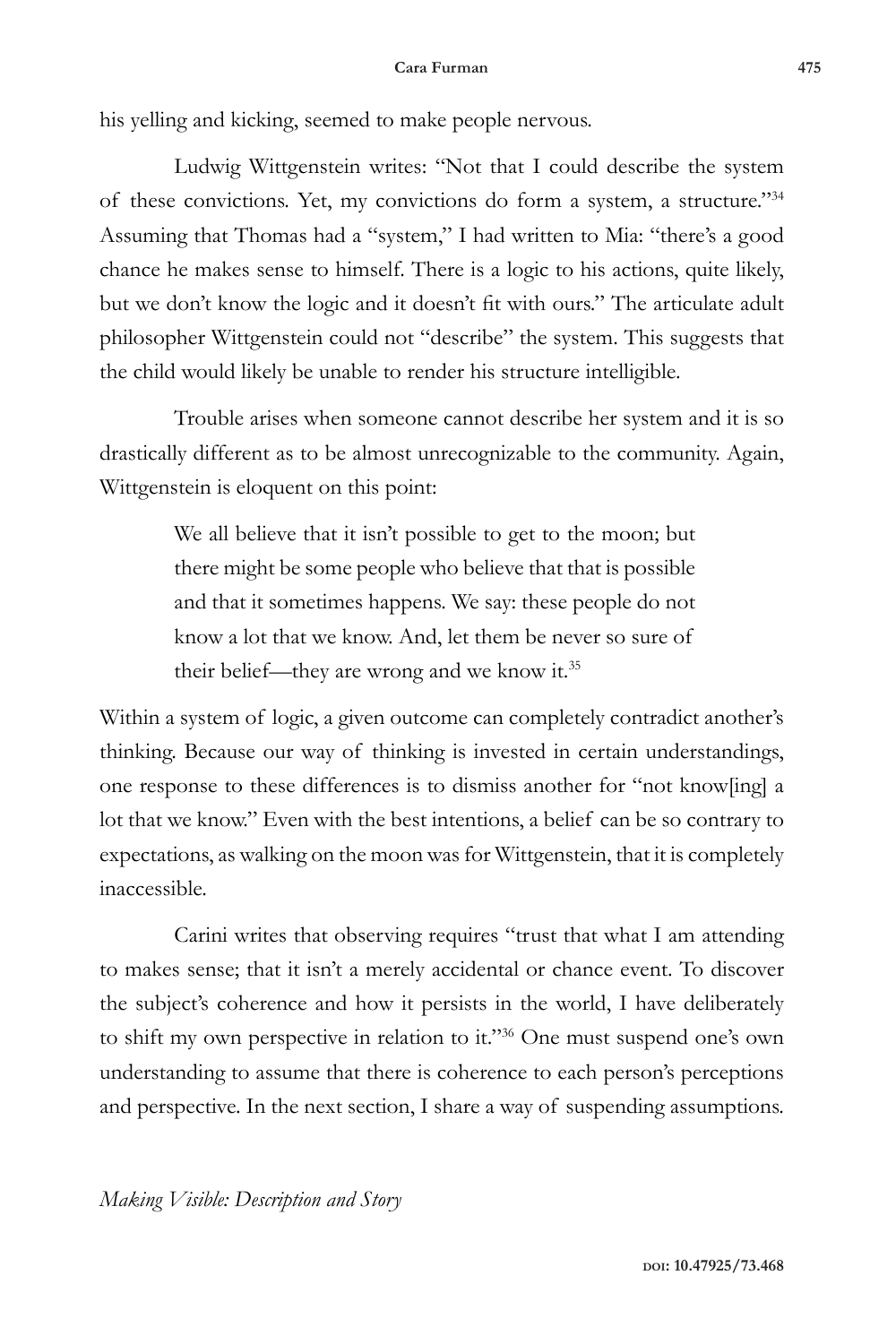his yelling and kicking, seemed to make people nervous.

Ludwig Wittgenstein writes: "Not that I could describe the system of these convictions. Yet, my convictions do form a system, a structure."[34] Assuming that Thomas had a "system," I had written to Mia: "there's a good chance he makes sense to himself. There is a logic to his actions, quite likely, but we don't know the logic and it doesn't fit with ours." The articulate adult philosopher Wittgenstein could not "describe" the system. This suggests that the child would likely be unable to render his structure intelligible.

Trouble arises when someone cannot describe her system and it is so drastically different as to be almost unrecognizable to the community. Again, Wittgenstein is eloquent on this point:

> We all believe that it isn't possible to get to the moon; but there might be some people who believe that that is possible and that it sometimes happens. We say: these people do not know a lot that we know. And, let them be never so sure of their belief—they are wrong and we know it.[35]

Within a system of logic, a given outcome can completely contradict another's thinking. Because our way of thinking is invested in certain understandings, one response to these differences is to dismiss another for "not know[ing] a lot that we know." Even with the best intentions, a belief can be so contrary to expectations, as walking on the moon was for Wittgenstein, that it is completely inaccessible.

Carini writes that observing requires "trust that what I am attending to makes sense; that it isn't a merely accidental or chance event. To discover the subject's coherence and how it persists in the world, I have deliberately to shift my own perspective in relation to it."[36] One must suspend one's own understanding to assume that there is coherence to each person's perceptions and perspective. In the next section, I share a way of suspending assumptions.

## *Making Visible: Description and Story*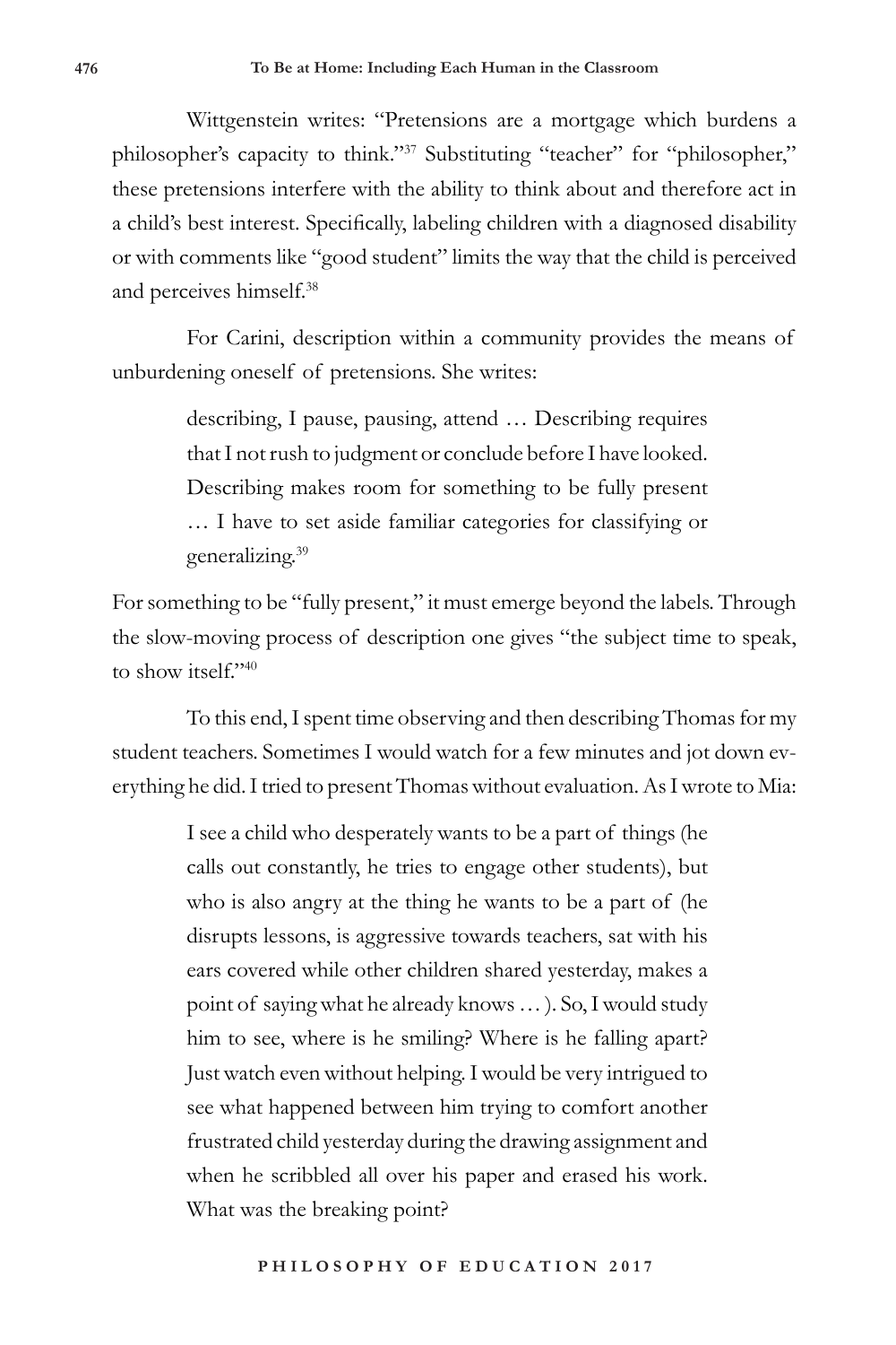Wittgenstein writes: "Pretensions are a mortgage which burdens a philosopher's capacity to think."[37] Substituting "teacher" for "philosopher," these pretensions interfere with the ability to think about and therefore act in a child's best interest. Specifically, labeling children with a diagnosed disability or with comments like "good student" limits the way that the child is perceived and perceives himself.[38]

For Carini, description within a community provides the means of unburdening oneself of pretensions. She writes:

> describing, I pause, pausing, attend … Describing requires that I not rush to judgment or conclude before I have looked. Describing makes room for something to be fully present … I have to set aside familiar categories for classifying or generalizing.[39]

For something to be "fully present," it must emerge beyond the labels. Through the slow-moving process of description one gives "the subject time to speak, to show itself."[40]

To this end, I spent time observing and then describing Thomas for my student teachers. Sometimes I would watch for a few minutes and jot down everything he did. I tried to present Thomas without evaluation. As I wrote to Mia:

> I see a child who desperately wants to be a part of things (he calls out constantly, he tries to engage other students), but who is also angry at the thing he wants to be a part of (he disrupts lessons, is aggressive towards teachers, sat with his ears covered while other children shared yesterday, makes a point of saying what he already knows … ). So, I would study him to see, where is he smiling? Where is he falling apart? Just watch even without helping. I would be very intrigued to see what happened between him trying to comfort another frustrated child yesterday during the drawing assignment and when he scribbled all over his paper and erased his work. What was the breaking point?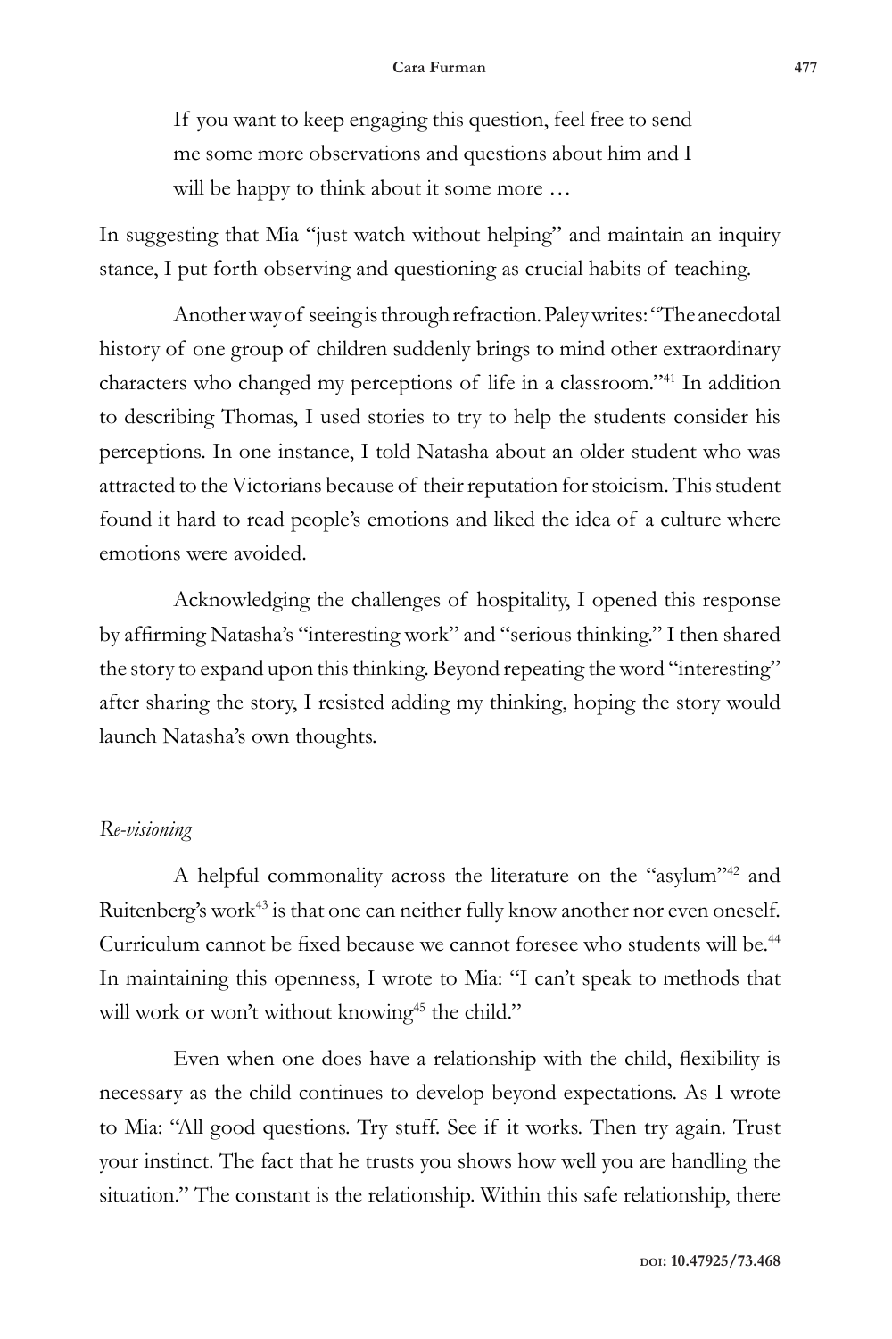> If you want to keep engaging this question, feel free to send me some more observations and questions about him and I will be happy to think about it some more …

In suggesting that Mia "just watch without helping" and maintain an inquiry stance, I put forth observing and questioning as crucial habits of teaching.

Another way of seeing is through refraction. Paley writes: "The anecdotal history of one group of children suddenly brings to mind other extraordinary characters who changed my perceptions of life in a classroom."[41] In addition to describing Thomas, I used stories to try to help the students consider his perceptions. In one instance, I told Natasha about an older student who was attracted to the Victorians because of their reputation for stoicism. This student found it hard to read people's emotions and liked the idea of a culture where emotions were avoided.

Acknowledging the challenges of hospitality, I opened this response by affirming Natasha's "interesting work" and "serious thinking." I then shared the story to expand upon this thinking. Beyond repeating the word "interesting" after sharing the story, I resisted adding my thinking, hoping the story would launch Natasha's own thoughts.

### *Re-visioning*

A helpful commonality across the literature on the "asylum"[42] and Ruitenberg's work[43] is that one can neither fully know another nor even oneself. Curriculum cannot be fixed because we cannot foresee who students will be.[44] In maintaining this openness, I wrote to Mia: "I can't speak to methods that will work or won't without knowing[45] the child."

Even when one does have a relationship with the child, flexibility is necessary as the child continues to develop beyond expectations. As I wrote to Mia: "All good questions. Try stuff. See if it works. Then try again. Trust your instinct. The fact that he trusts you shows how well you are handling the situation." The constant is the relationship. Within this safe relationship, there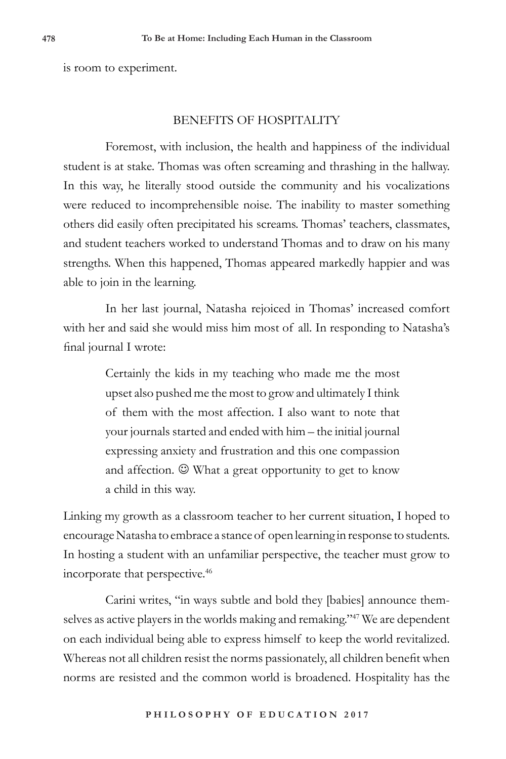is room to experiment.

## BENEFITS OF HOSPITALITY

Foremost, with inclusion, the health and happiness of the individual student is at stake. Thomas was often screaming and thrashing in the hallway. In this way, he literally stood outside the community and his vocalizations were reduced to incomprehensible noise. The inability to master something others did easily often precipitated his screams. Thomas' teachers, classmates, and student teachers worked to understand Thomas and to draw on his many strengths. When this happened, Thomas appeared markedly happier and was able to join in the learning.

In her last journal, Natasha rejoiced in Thomas' increased comfort with her and said she would miss him most of all. In responding to Natasha's final journal I wrote:

> Certainly the kids in my teaching who made me the most upset also pushed me the most to grow and ultimately I think of them with the most affection. I also want to note that your journals started and ended with him – the initial journal expressing anxiety and frustration and this one compassion and affection. ☺ What a great opportunity to get to know a child in this way.

Linking my growth as a classroom teacher to her current situation, I hoped to encourage Natasha to embrace a stance of open learning in response to students. In hosting a student with an unfamiliar perspective, the teacher must grow to incorporate that perspective.[46]

Carini writes, "in ways subtle and bold they [babies] announce themselves as active players in the worlds making and remaking."[47] We are dependent on each individual being able to express himself to keep the world revitalized. Whereas not all children resist the norms passionately, all children benefit when norms are resisted and the common world is broadened. Hospitality has the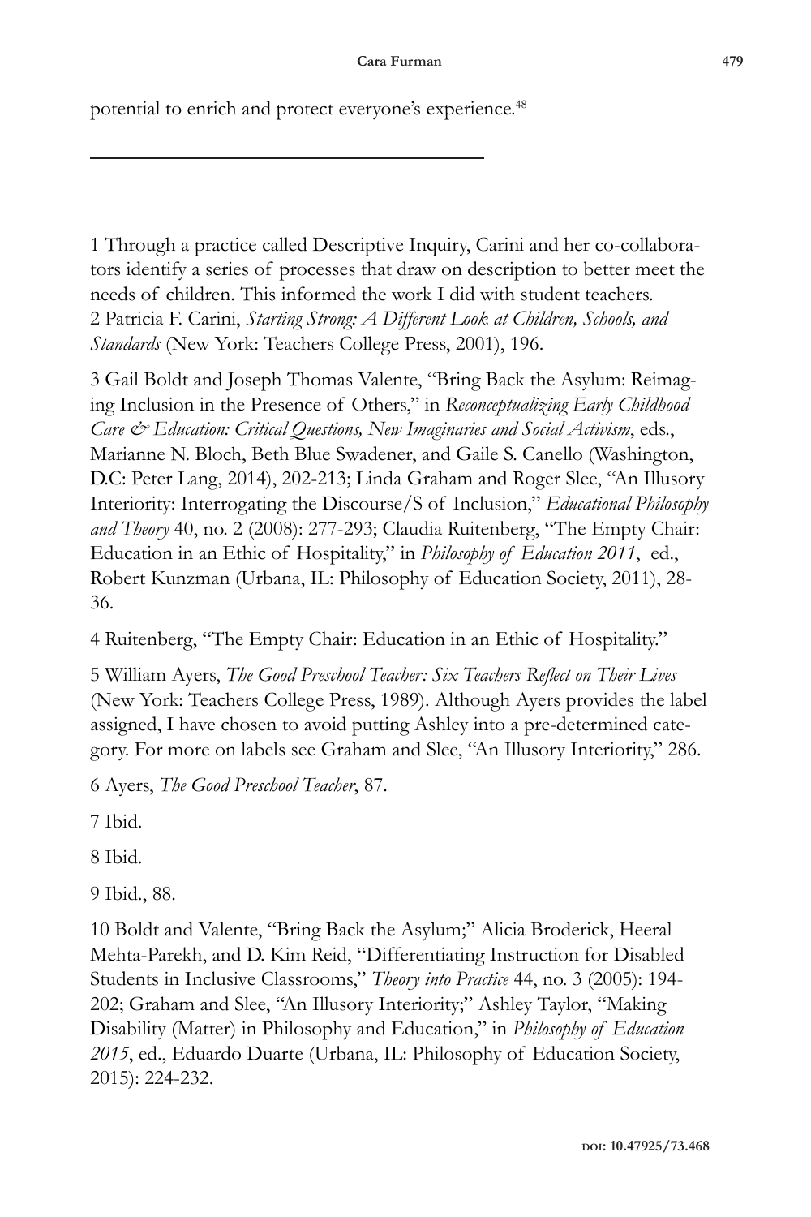potential to enrich and protect everyone's experience.[48]

---

1 Through a practice called Descriptive Inquiry, Carini and her co-collaborators identify a series of processes that draw on description to better meet the needs of children. This informed the work I did with student teachers.
2 Patricia F. Carini, *Starting Strong: A Different Look at Children, Schools, and Standards* (New York: Teachers College Press, 2001), 196.

3 Gail Boldt and Joseph Thomas Valente, "Bring Back the Asylum: Reimaging Inclusion in the Presence of Others," in *Reconceptualizing Early Childhood Care & Education: Critical Questions, New Imaginaries and Social Activism*, eds., Marianne N. Bloch, Beth Blue Swadener, and Gaile S. Canello (Washington, D.C: Peter Lang, 2014), 202-213; Linda Graham and Roger Slee, "An Illusory Interiority: Interrogating the Discourse/S of Inclusion," *Educational Philosophy and Theory* 40, no. 2 (2008): 277-293; Claudia Ruitenberg, "The Empty Chair: Education in an Ethic of Hospitality," in *Philosophy of Education 2011*, ed., Robert Kunzman (Urbana, IL: Philosophy of Education Society, 2011), 28-36.

4 Ruitenberg, "The Empty Chair: Education in an Ethic of Hospitality."

5 William Ayers, *The Good Preschool Teacher: Six Teachers Reflect on Their Lives* (New York: Teachers College Press, 1989). Although Ayers provides the label assigned, I have chosen to avoid putting Ashley into a pre-determined category. For more on labels see Graham and Slee, "An Illusory Interiority," 286.

6 Ayers, *The Good Preschool Teacher*, 87.

7 Ibid.

8 Ibid.

9 Ibid., 88.

10 Boldt and Valente, "Bring Back the Asylum;" Alicia Broderick, Heeral Mehta-Parekh, and D. Kim Reid, "Differentiating Instruction for Disabled Students in Inclusive Classrooms," *Theory into Practice* 44, no. 3 (2005): 194-202; Graham and Slee, "An Illusory Interiority;" Ashley Taylor, "Making Disability (Matter) in Philosophy and Education," in *Philosophy of Education 2015*, ed., Eduardo Duarte (Urbana, IL: Philosophy of Education Society, 2015): 224-232.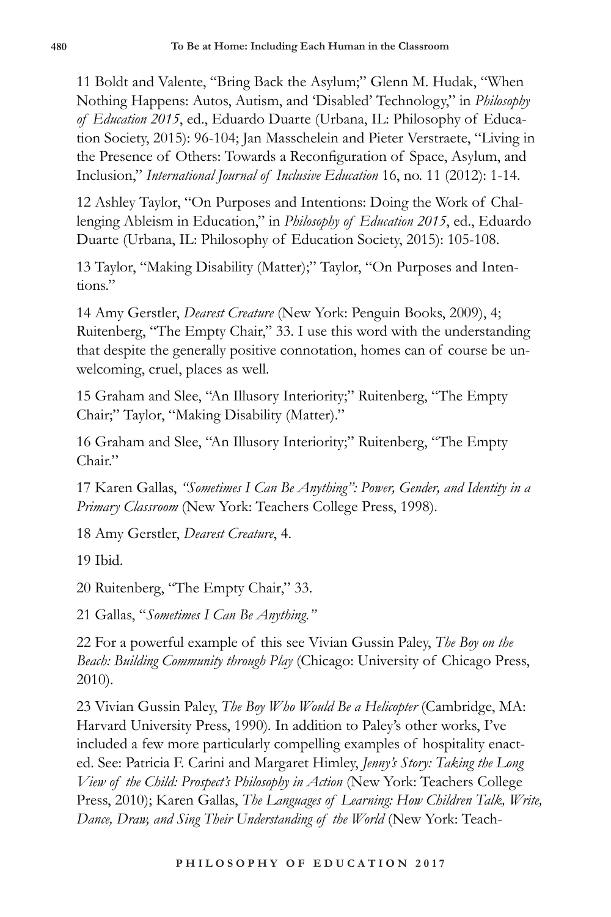11 Boldt and Valente, "Bring Back the Asylum;" Glenn M. Hudak, "When Nothing Happens: Autos, Autism, and 'Disabled' Technology," in *Philosophy of Education 2015*, ed., Eduardo Duarte (Urbana, IL: Philosophy of Education Society, 2015): 96-104; Jan Masschelein and Pieter Verstraete, "Living in the Presence of Others: Towards a Reconfiguration of Space, Asylum, and Inclusion," *International Journal of Inclusive Education* 16, no. 11 (2012): 1-14.

12 Ashley Taylor, "On Purposes and Intentions: Doing the Work of Challenging Ableism in Education," in *Philosophy of Education 2015*, ed., Eduardo Duarte (Urbana, IL: Philosophy of Education Society, 2015): 105-108.

13 Taylor, "Making Disability (Matter);" Taylor, "On Purposes and Intentions."

14 Amy Gerstler, *Dearest Creature* (New York: Penguin Books, 2009), 4; Ruitenberg, "The Empty Chair," 33. I use this word with the understanding that despite the generally positive connotation, homes can of course be unwelcoming, cruel, places as well.

15 Graham and Slee, "An Illusory Interiority;" Ruitenberg, "The Empty Chair;" Taylor, "Making Disability (Matter)."

16 Graham and Slee, "An Illusory Interiority;" Ruitenberg, "The Empty Chair."

17 Karen Gallas, *"Sometimes I Can Be Anything": Power, Gender, and Identity in a Primary Classroom* (New York: Teachers College Press, 1998).

18 Amy Gerstler, *Dearest Creature*, 4.

19 Ibid.

20 Ruitenberg, "The Empty Chair," 33.

21 Gallas, "*Sometimes I Can Be Anything.*"

22 For a powerful example of this see Vivian Gussin Paley, *The Boy on the Beach: Building Community through Play* (Chicago: University of Chicago Press, 2010).

23 Vivian Gussin Paley, *The Boy Who Would Be a Helicopter* (Cambridge, MA: Harvard University Press, 1990). In addition to Paley's other works, I've included a few more particularly compelling examples of hospitality enacted. See: Patricia F. Carini and Margaret Himley, *Jenny's Story: Taking the Long View of the Child: Prospect's Philosophy in Action* (New York: Teachers College Press, 2010); Karen Gallas, *The Languages of Learning: How Children Talk, Write, Dance, Draw, and Sing Their Understanding of the World* (New York: Teach-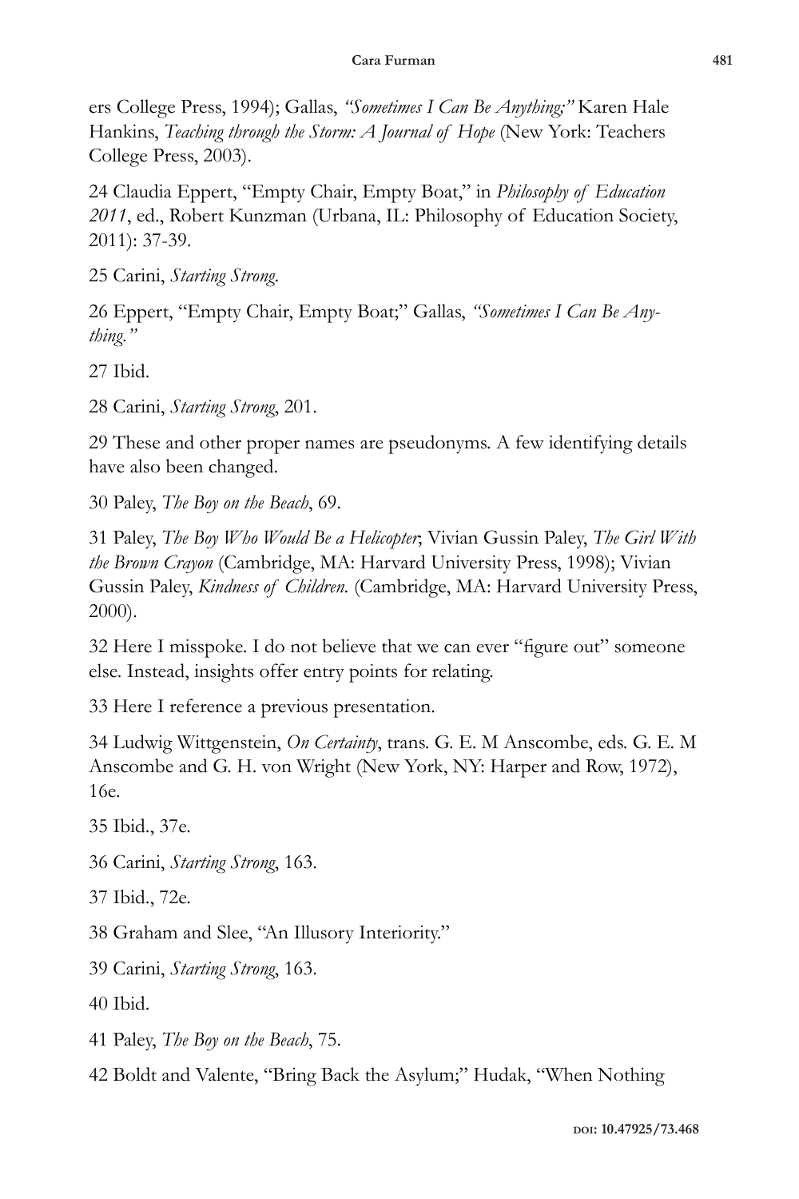ers College Press, 1994); Gallas, *"Sometimes I Can Be Anything;"* Karen Hale Hankins, *Teaching through the Storm: A Journal of Hope* (New York: Teachers College Press, 2003).

24 Claudia Eppert, "Empty Chair, Empty Boat," in *Philosophy of Education 2011*, ed., Robert Kunzman (Urbana, IL: Philosophy of Education Society, 2011): 37-39.

25 Carini, *Starting Strong.*

26 Eppert, "Empty Chair, Empty Boat;" Gallas, *"Sometimes I Can Be Anything."*

27 Ibid.

28 Carini, *Starting Strong*, 201.

29 These and other proper names are pseudonyms. A few identifying details have also been changed.

30 Paley, *The Boy on the Beach*, 69.

31 Paley, *The Boy Who Would Be a Helicopter*; Vivian Gussin Paley, *The Girl With the Brown Crayon* (Cambridge, MA: Harvard University Press, 1998); Vivian Gussin Paley, *Kindness of Children.* (Cambridge, MA: Harvard University Press, 2000).

32 Here I misspoke. I do not believe that we can ever "figure out" someone else. Instead, insights offer entry points for relating.

33 Here I reference a previous presentation.

34 Ludwig Wittgenstein, *On Certainty*, trans. G. E. M Anscombe, eds. G. E. M Anscombe and G. H. von Wright (New York, NY: Harper and Row, 1972), 16e.

35 Ibid., 37e.

36 Carini, *Starting Strong*, 163.

37 Ibid., 72e.

38 Graham and Slee, "An Illusory Interiority."

39 Carini, *Starting Strong*, 163.

40 Ibid.

41 Paley, *The Boy on the Beach*, 75.

42 Boldt and Valente, "Bring Back the Asylum;" Hudak, "When Nothing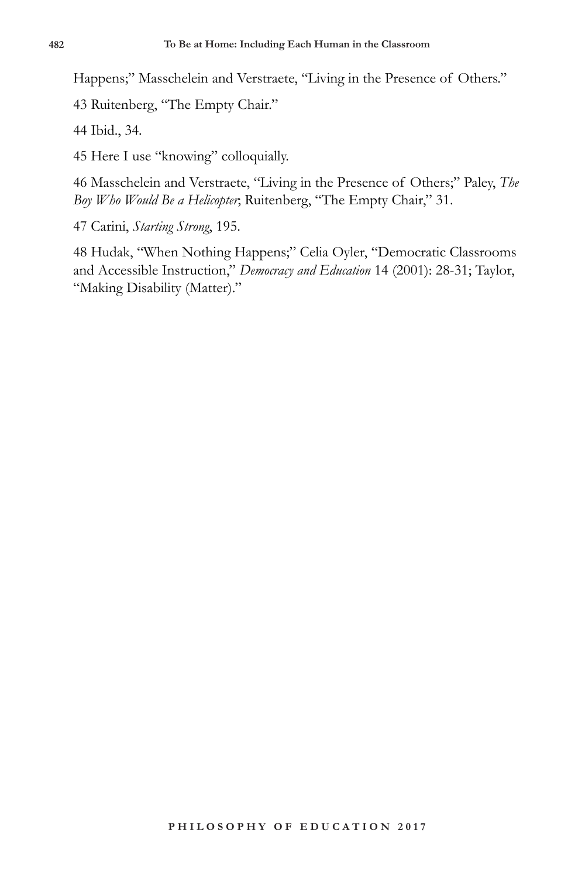Happens;" Masschelein and Verstraete, "Living in the Presence of Others."

43 Ruitenberg, "The Empty Chair."

44 Ibid., 34.

45 Here I use "knowing" colloquially.

46 Masschelein and Verstraete, "Living in the Presence of Others;" Paley, *The Boy Who Would Be a Helicopter*; Ruitenberg, "The Empty Chair," 31.

47 Carini, *Starting Strong*, 195.

48 Hudak, "When Nothing Happens;" Celia Oyler, "Democratic Classrooms and Accessible Instruction," *Democracy and Education* 14 (2001): 28-31; Taylor, "Making Disability (Matter)."